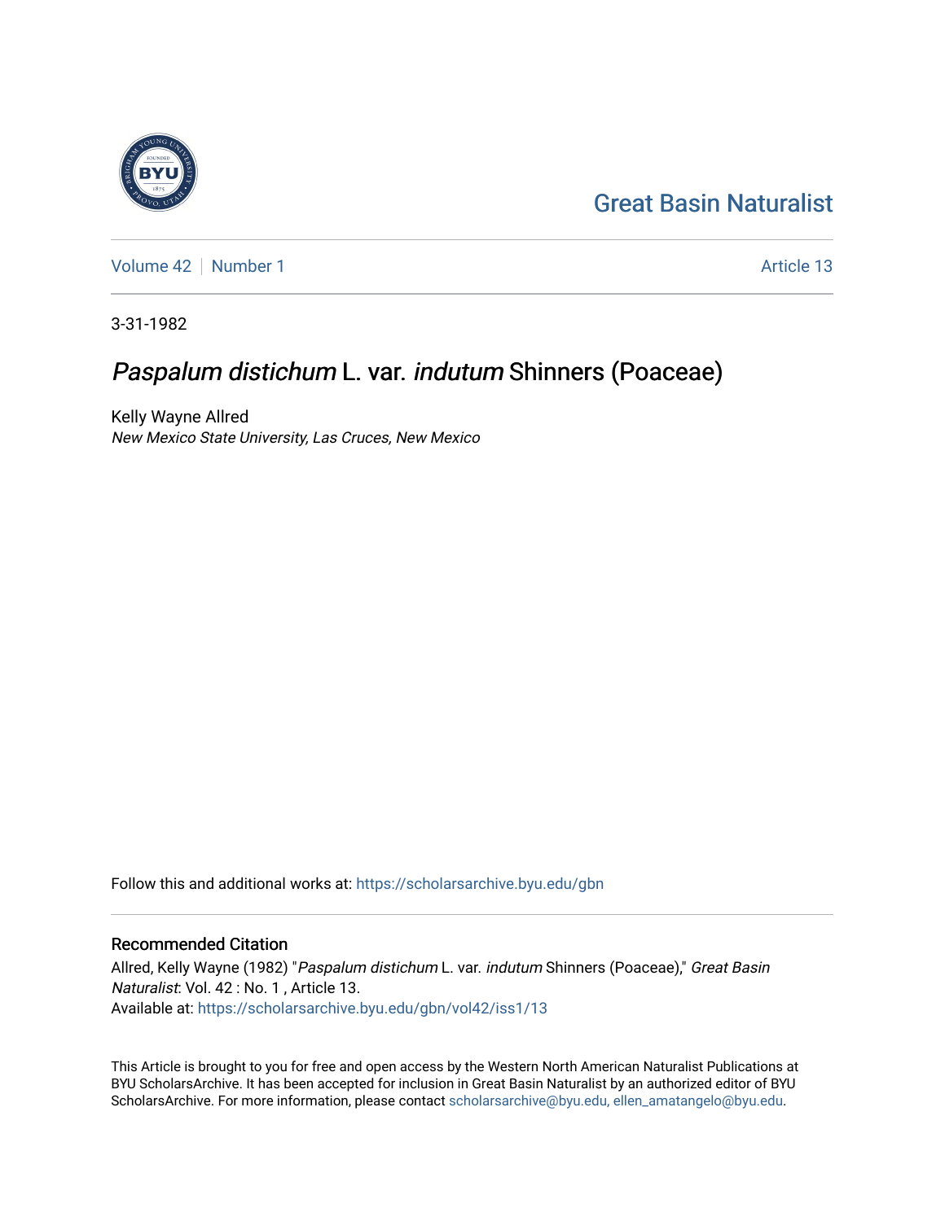Great Basin Naturalist

Volume 42 | Number 1 | Article 13

3-31-1982

# *Paspalum distichum* L. var. *indutum* Shinners (Poaceae)

Kelly Wayne Allred
*New Mexico State University, Las Cruces, New Mexico*

Follow this and additional works at: https://scholarsarchive.byu.edu/gbn

## Recommended Citation

Allred, Kelly Wayne (1982) "*Paspalum distichum* L. var. *indutum* Shinners (Poaceae)," *Great Basin Naturalist*: Vol. 42 : No. 1 , Article 13.
Available at: https://scholarsarchive.byu.edu/gbn/vol42/iss1/13

This Article is brought to you for free and open access by the Western North American Naturalist Publications at BYU ScholarsArchive. It has been accepted for inclusion in Great Basin Naturalist by an authorized editor of BYU ScholarsArchive. For more information, please contact scholarsarchive@byu.edu, ellen_amatangelo@byu.edu.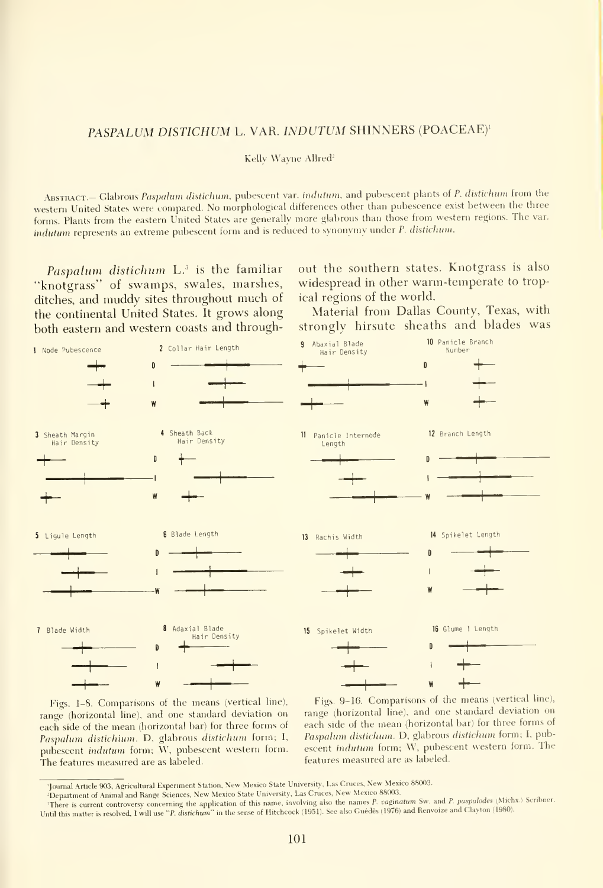## *PASPALUM DISTICHUM* L. VAR. *INDUTUM* SHINNERS (POACEAE)[1]

Kelly Wayne Allred[2]

Abstract.— Glabrous *Paspalum distichum*, pubescent var. *indutum*, and pubescent plants of *P. distichum* from the western United States were compared. No morphological differences other than pubescence exist between the three forms. Plants from the eastern United States are generally more glabrous than those from western regions. The var. *indutum* represents an extreme pubescent form and is reduced to synonymy under *P. distichum*.

*Paspalum distichum* L.[3] is the familiar "knotgrass" of swamps, swales, marshes, ditches, and muddy sites throughout much of the continental United States. It grows along both eastern and western coasts and throughout the southern states. Knotgrass is also widespread in other warm-temperate to tropical regions of the world.

Material from Dallas County, Texas, with strongly hirsute sheaths and blades was

Figs. 1–8. Comparisons of the means (vertical line), range (horizontal line), and one standard deviation on each side of the mean (horizontal bar) for three forms of *Paspalum distichium*. D, glabrous *distichum* form; I, pubescent *indutum* form; W, pubescent western form. The features measured are as labeled.

Figs. 9–16. Comparisons of the means (vertical line), range (horizontal line), and one standard deviation on each side of the mean (horizontal bar) for three forms of *Paspalum distichum*. D, glabrous *distichum* form; I, pubescent *indutum* form; W, pubescent western form. The features measured are as labeled.

[1]Journal Article 903, Agricultural Experiment Station, New Mexico State University, Las Cruces, New Mexico 88003.

[2]Department of Animal and Range Sciences, New Mexico State University, Las Cruces, New Mexico 88003.

[3]There is current controversy concerning the application of this name, involving also the names *P. vaginatum* Sw. and *P. paspalodes* (Michx.) Scribner. Until this matter is resolved, I will use "*P. distichum*" in the sense of Hitchcock (1951). See also Guédès (1976) and Renvoize and Clayton (1980).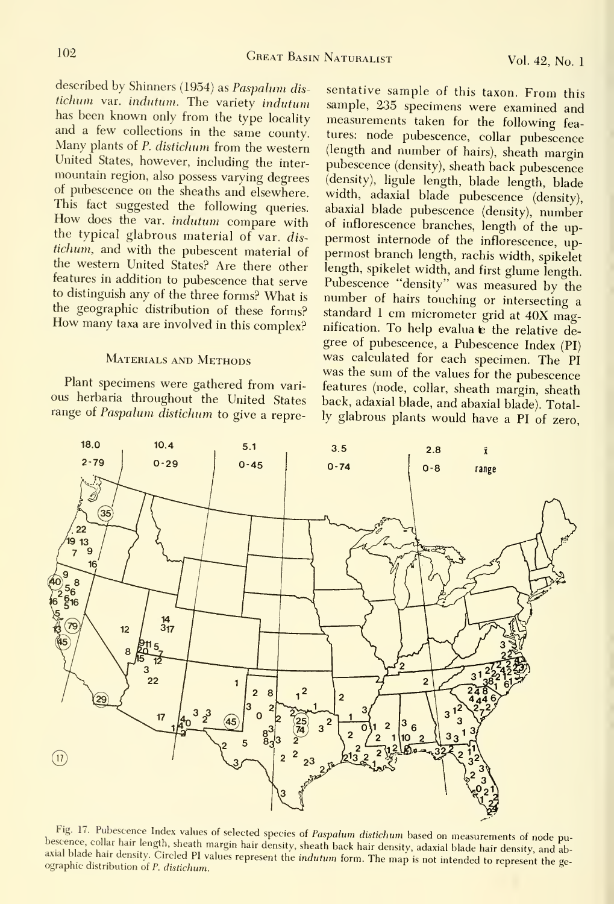described by Shinners (1954) as *Paspalum distichum* var. *indutum*. The variety *indutum* has been known only from the type locality and a few collections in the same county. Many plants of *P. distichum* from the western United States, however, including the intermountain region, also possess varying degrees of pubescence on the sheaths and elsewhere. This fact suggested the following queries. How does the var. *indutum* compare with the typical glabrous material of var. *distichum*, and with the pubescent material of the western United States? Are there other features in addition to pubescence that serve to distinguish any of the three forms? What is the geographic distribution of these forms? How many taxa are involved in this complex?

## Materials and Methods

Plant specimens were gathered from various herbaria throughout the United States range of *Paspalum distichum* to give a representative sample of this taxon. From this sample, 235 specimens were examined and measurements taken for the following features: node pubescence, collar pubescence (length and number of hairs), sheath margin pubescence (density), sheath back pubescence (density), ligule length, blade length, blade width, adaxial blade pubescence (density), abaxial blade pubescence (density), number of inflorescence branches, length of the uppermost internode of the inflorescence, uppermost branch length, rachis width, spikelet length, spikelet width, and first glume length. Pubescence "density" was measured by the number of hairs touching or intersecting a standard 1 cm micrometer grid at 40X magnification. To help evaluate the relative degree of pubescence, a Pubescence Index (PI) was calculated for each specimen. The PI was the sum of the values for the pubescence features (node, collar, sheath margin, sheath back, adaxial blade, and abaxial blade). Totally glabrous plants would have a PI of zero,

Fig. 17. Pubescence Index values of selected species of *Paspalum distichum* based on measurements of node pubescence, collar hair length, sheath margin hair density, sheath back hair density, adaxial blade hair density, and abaxial blade hair density. Circled PI values represent the *indutum* form. The map is not intended to represent the geographic distribution of *P. distichum*.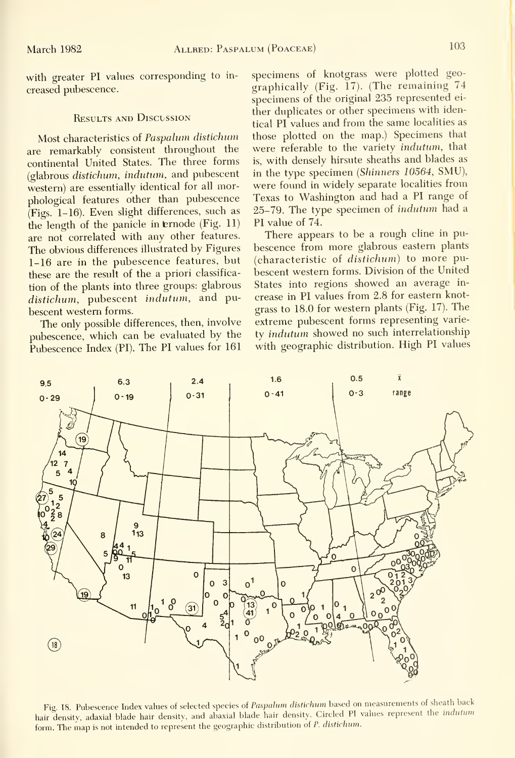with greater PI values corresponding to increased pubescence.

## Results and Discussion

Most characteristics of *Paspalum distichum* are remarkably consistent throughout the continental United States. The three forms (glabrous *distichum*, *indutum*, and pubescent western) are essentially identical for all morphological features other than pubescence (Figs. 1–16). Even slight differences, such as the length of the panicle internode (Fig. 11) are not correlated with any other features. The obvious differences illustrated by Figures 1–16 are in the pubescence features, but these are the result of the a priori classification of the plants into three groups: glabrous *distichum*, pubescent *indutum*, and pubescent western forms.

The only possible differences, then, involve pubescence, which can be evaluated by the Pubescence Index (PI). The PI values for 161 specimens of knotgrass were plotted geographically (Fig. 17). (The remaining 74 specimens of the original 235 represented either duplicates or other specimens with identical PI values and from the same localities as those plotted on the map.) Specimens that were referable to the variety *indutum*, that is, with densely hirsute sheaths and blades as in the type specimen (*Shinners 10564*, SMU), were found in widely separate localities from Texas to Washington and had a PI range of 25–79. The type specimen of *indutum* had a PI value of 74.

There appears to be a rough cline in pubescence from more glabrous eastern plants (characteristic of *distichum*) to more pubescent western forms. Division of the United States into regions showed an average increase in PI values from 2.8 for eastern knotgrass to 18.0 for western plants (Fig. 17). The extreme pubescent forms representing variety *indutum* showed no such interrelationship with geographic distribution. High PI values

Fig. 18. Pubescence Index values of selected species of *Paspalum distichum* based on measurements of sheath back hair density, adaxial blade hair density, and abaxial blade hair density. Circled PI values represent the *indutum* form. The map is not intended to represent the geographic distribution of *P. distichum*.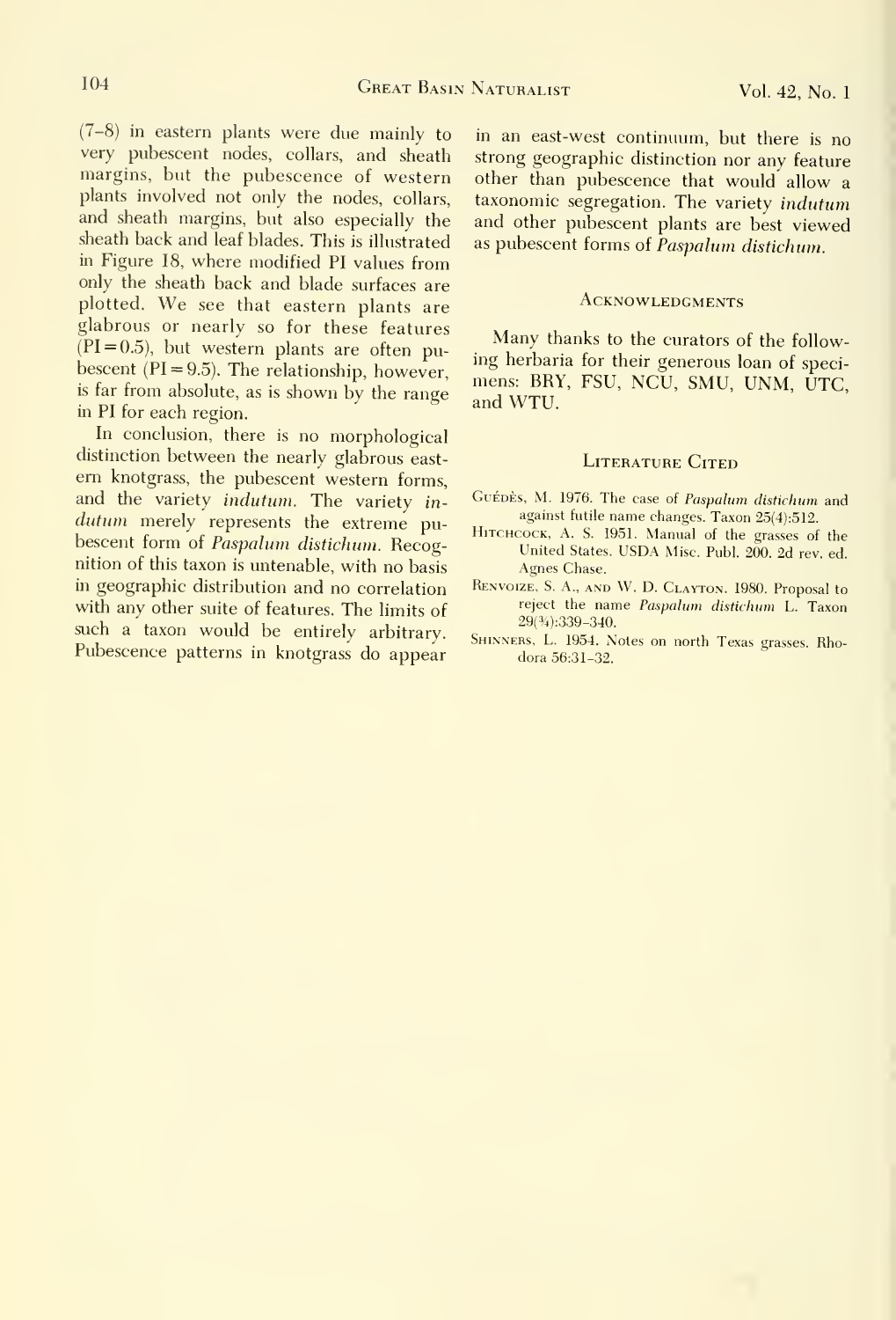(7–8) in eastern plants were due mainly to very pubescent nodes, collars, and sheath margins, but the pubescence of western plants involved not only the nodes, collars, and sheath margins, but also especially the sheath back and leaf blades. This is illustrated in Figure 18, where modified PI values from only the sheath back and blade surfaces are plotted. We see that eastern plants are glabrous or nearly so for these features (PI = 0.5), but western plants are often pubescent (PI = 9.5). The relationship, however, is far from absolute, as is shown by the range in PI for each region.

In conclusion, there is no morphological distinction between the nearly glabrous eastern knotgrass, the pubescent western forms, and the variety *indutum*. The variety *indutum* merely represents the extreme pubescent form of *Paspalum distichum*. Recognition of this taxon is untenable, with no basis in geographic distribution and no correlation with any other suite of features. The limits of such a taxon would be entirely arbitrary. Pubescence patterns in knotgrass do appear in an east-west continuum, but there is no strong geographic distinction nor any feature other than pubescence that would allow a taxonomic segregation. The variety *indutum* and other pubescent plants are best viewed as pubescent forms of *Paspalum distichum*.

## Acknowledgments

Many thanks to the curators of the following herbaria for their generous loan of specimens: BRY, FSU, NCU, SMU, UNM, UTC, and WTU.

## Literature Cited

Guédès, M. 1976. The case of *Paspalum distichum* and against futile name changes. Taxon 25(4):512.

Hitchcock, A. S. 1951. Manual of the grasses of the United States. USDA Misc. Publ. 200. 2d rev. ed. Agnes Chase.

Renvoize, S. A., and W. D. Clayton. 1980. Proposal to reject the name *Paspalum distichum* L. Taxon 29(¾):339–340.

Shinners, L. 1954. Notes on north Texas grasses. Rhodora 56:31–32.